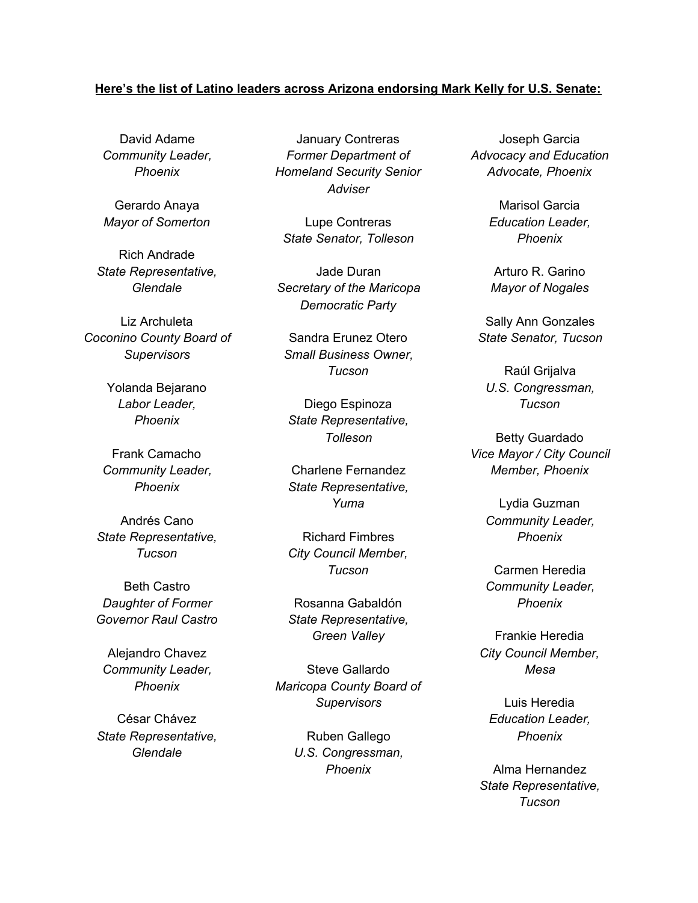**Here's the list of Latino leaders across Arizona endorsing Mark Kelly for U.S. Senate:**

David Adame
*Community Leader, Phoenix*

Gerardo Anaya
*Mayor of Somerton*

Rich Andrade
*State Representative, Glendale*

Liz Archuleta
*Coconino County Board of Supervisors*

Yolanda Bejarano
*Labor Leader, Phoenix*

Frank Camacho
*Community Leader, Phoenix*

Andrés Cano
*State Representative, Tucson*

Beth Castro
*Daughter of Former Governor Raul Castro*

Alejandro Chavez
*Community Leader, Phoenix*

César Chávez
*State Representative, Glendale*

January Contreras
*Former Department of Homeland Security Senior Adviser*

Lupe Contreras
*State Senator, Tolleson*

Jade Duran
*Secretary of the Maricopa Democratic Party*

Sandra Erunez Otero
*Small Business Owner, Tucson*

Diego Espinoza
*State Representative, Tolleson*

Charlene Fernandez
*State Representative, Yuma*

Richard Fimbres
*City Council Member, Tucson*

Rosanna Gabaldón
*State Representative, Green Valley*

Steve Gallardo
*Maricopa County Board of Supervisors*

Ruben Gallego
*U.S. Congressman, Phoenix*

Joseph Garcia
*Advocacy and Education Advocate, Phoenix*

Marisol Garcia
*Education Leader, Phoenix*

Arturo R. Garino
*Mayor of Nogales*

Sally Ann Gonzales
*State Senator, Tucson*

Raúl Grijalva
*U.S. Congressman, Tucson*

Betty Guardado
*Vice Mayor / City Council Member, Phoenix*

Lydia Guzman
*Community Leader, Phoenix*

Carmen Heredia
*Community Leader, Phoenix*

Frankie Heredia
*City Council Member, Mesa*

Luis Heredia
*Education Leader, Phoenix*

Alma Hernandez
*State Representative, Tucson*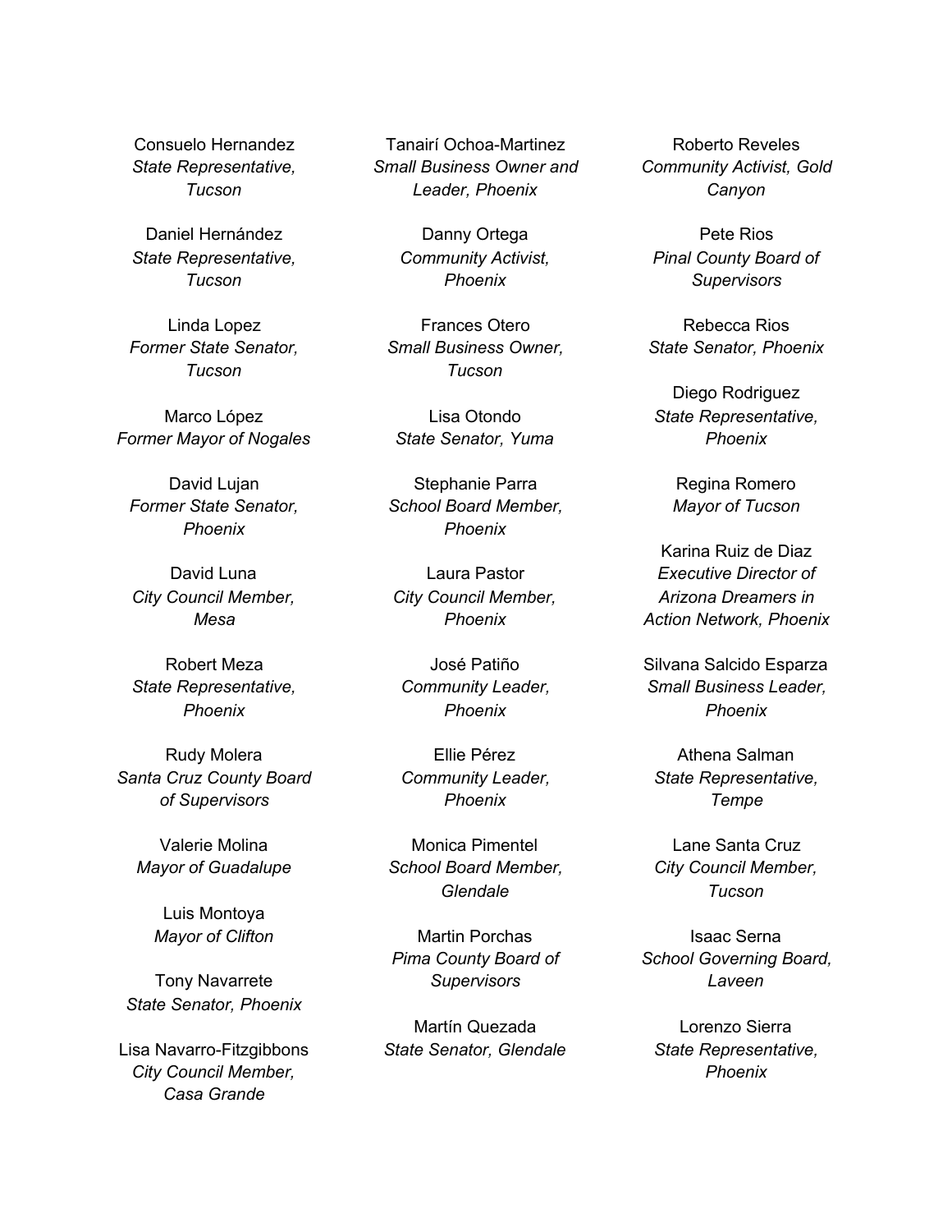Consuelo Hernandez
*State Representative, Tucson*

Daniel Hernández
*State Representative, Tucson*

Linda Lopez
*Former State Senator, Tucson*

Marco López
*Former Mayor of Nogales*

David Lujan
*Former State Senator, Phoenix*

David Luna
*City Council Member, Mesa*

Robert Meza
*State Representative, Phoenix*

Rudy Molera
*Santa Cruz County Board of Supervisors*

Valerie Molina
*Mayor of Guadalupe*

Luis Montoya
*Mayor of Clifton*

Tony Navarrete
*State Senator, Phoenix*

Lisa Navarro-Fitzgibbons
*City Council Member, Casa Grande*

Tanairí Ochoa-Martinez
*Small Business Owner and Leader, Phoenix*

Danny Ortega
*Community Activist, Phoenix*

Frances Otero
*Small Business Owner, Tucson*

Lisa Otondo
*State Senator, Yuma*

Stephanie Parra
*School Board Member, Phoenix*

Laura Pastor
*City Council Member, Phoenix*

José Patiño
*Community Leader, Phoenix*

Ellie Pérez
*Community Leader, Phoenix*

Monica Pimentel
*School Board Member, Glendale*

Martin Porchas
*Pima County Board of Supervisors*

Martín Quezada
*State Senator, Glendale*

Roberto Reveles
*Community Activist, Gold Canyon*

Pete Rios
*Pinal County Board of Supervisors*

Rebecca Rios
*State Senator, Phoenix*

Diego Rodriguez
*State Representative, Phoenix*

Regina Romero
*Mayor of Tucson*

Karina Ruiz de Diaz
*Executive Director of Arizona Dreamers in Action Network, Phoenix*

Silvana Salcido Esparza
*Small Business Leader, Phoenix*

Athena Salman
*State Representative, Tempe*

Lane Santa Cruz
*City Council Member, Tucson*

Isaac Serna
*School Governing Board, Laveen*

Lorenzo Sierra
*State Representative, Phoenix*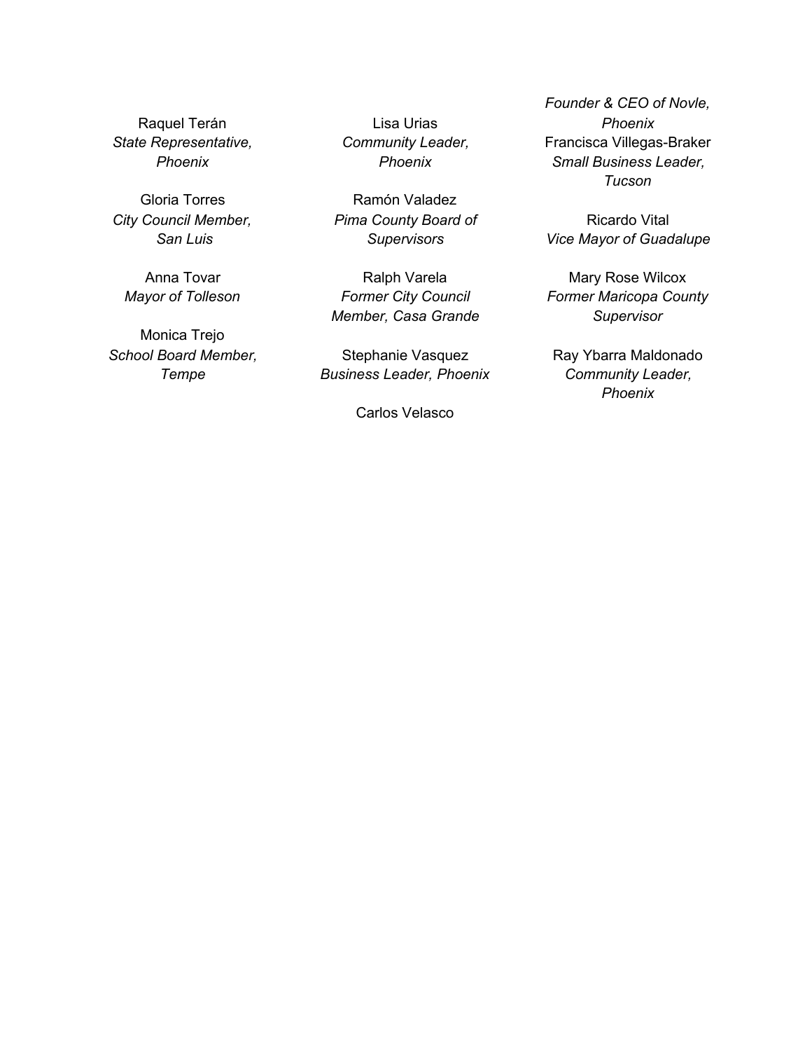Raquel Terán
*State Representative, Phoenix*

Gloria Torres
*City Council Member, San Luis*

Anna Tovar
*Mayor of Tolleson*

Monica Trejo
*School Board Member, Tempe*

Lisa Urias
*Community Leader, Phoenix*

Ramón Valadez
*Pima County Board of Supervisors*

Ralph Varela
*Former City Council Member, Casa Grande*

Stephanie Vasquez
*Business Leader, Phoenix*

Carlos Velasco
*Founder & CEO of Novle, Phoenix*

Francisca Villegas-Braker
*Small Business Leader, Tucson*

Ricardo Vital
*Vice Mayor of Guadalupe*

Mary Rose Wilcox
*Former Maricopa County Supervisor*

Ray Ybarra Maldonado
*Community Leader, Phoenix*